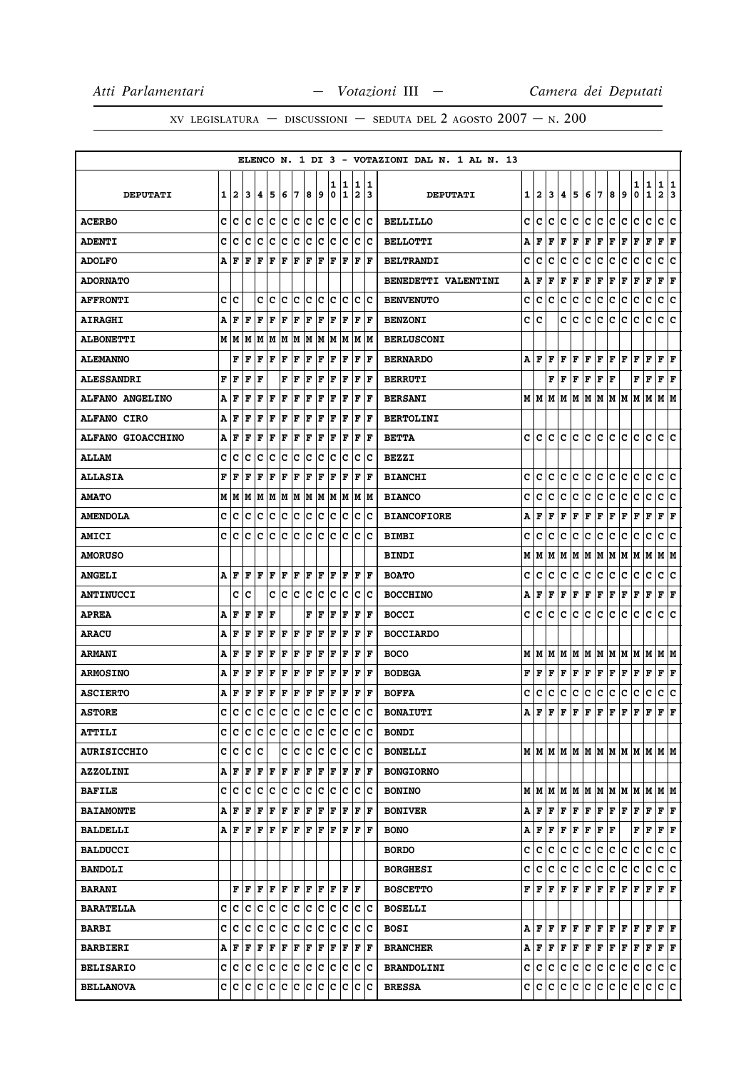ELENCO N. 1 DI 3 - VOTAZIONI DAL N. 1 AL N. 13

| DEPUTATI | 1 | 2 | 3 | 4 | 5 | 6 | 7 | 8 | 9 | 10 | 11 | 12 | 13 | DEPUTATI | 1 | 2 | 3 | 4 | 5 | 6 | 7 | 8 | 9 | 10 | 11 | 12 | 13 |
|---|---|---|---|---|---|---|---|---|---|---|---|---|---|---|---|---|---|---|---|---|---|---|---|---|---|---|---|
| **ACERBO** | C | C | C | C | C | C | C | C | C | C | C | C | C | **BELLILLO** | C | C | C | C | C | C | C | C | C | C | C | C | C |
| **ADENTI** | C | C | C | C | C | C | C | C | C | C | C | C | C | **BELLOTTI** | A | F | F | F | F | F | F | F | F | F | F | F | F |
| **ADOLFO** | A | F | F | F | F | F | F | F | F | F | F | F | F | **BELTRANDI** | C | C | C | C | C | C | C | C | C | C | C | C | C |
| **ADORNATO** | | | | | | | | | | | | | | **BENEDETTI VALENTINI** | A | F | F | F | F | F | F | F | F | F | F | F | F |
| **AFFRONTI** | C | C | | C | C | C | C | C | C | C | C | C | C | **BENVENUTO** | C | C | C | C | C | C | C | C | C | C | C | C | C |
| **AIRAGHI** | A | F | F | F | F | F | F | F | F | F | F | F | F | **BENZONI** | C | C | | C | C | C | C | C | C | C | C | C | C |
| **ALBONETTI** | M | M | M | M | M | M | M | M | M | M | M | M | M | **BERLUSCONI** | | | | | | | | | | | | | |
| **ALEMANNO** | | F | F | F | F | F | F | F | F | F | F | F | F | **BERNARDO** | A | F | F | F | F | F | F | F | F | F | F | F | F |
| **ALESSANDRI** | F | F | F | F | | F | F | F | F | F | F | F | F | **BERRUTI** | | | F | F | F | F | F | F | | F | F | F | F |
| **ALFANO ANGELINO** | A | F | F | F | F | F | F | F | F | F | F | F | F | **BERSANI** | M | M | M | M | M | M | M | M | M | M | M | M | M |
| **ALFANO CIRO** | A | F | F | F | F | F | F | F | F | F | F | F | F | **BERTOLINI** | | | | | | | | | | | | | |
| **ALFANO GIOACCHINO** | A | F | F | F | F | F | F | F | F | F | F | F | F | **BETTA** | C | C | C | C | C | C | C | C | C | C | C | C | C |
| **ALLAM** | C | C | C | C | C | C | C | C | C | C | C | C | C | **BEZZI** | | | | | | | | | | | | | |
| **ALLASIA** | F | F | F | F | F | F | F | F | F | F | F | F | F | **BIANCHI** | C | C | C | C | C | C | C | C | C | C | C | C | C |
| **AMATO** | M | M | M | M | M | M | M | M | M | M | M | M | M | **BIANCO** | C | C | C | C | C | C | C | C | C | C | C | C | C |
| **AMENDOLA** | C | C | C | C | C | C | C | C | C | C | C | C | C | **BIANCOFIORE** | A | F | F | F | F | F | F | F | F | F | F | F | F |
| **AMICI** | C | C | C | C | C | C | C | C | C | C | C | C | C | **BIMBI** | C | C | C | C | C | C | C | C | C | C | C | C | C |
| **AMORUSO** | | | | | | | | | | | | | | **BINDI** | M | M | M | M | M | M | M | M | M | M | M | M | M |
| **ANGELI** | A | F | F | F | F | F | F | F | F | F | F | F | F | **BOATO** | C | C | C | C | C | C | C | C | C | C | C | C | C |
| **ANTINUCCI** | | C | C | | C | C | C | C | C | C | C | C | C | **BOCCHINO** | A | F | F | F | F | F | F | F | F | F | F | F | F |
| **APREA** | A | F | F | F | F | | | F | F | F | F | F | F | **BOCCI** | C | C | C | C | C | C | C | C | C | C | C | C | C |
| **ARACU** | A | F | F | F | F | F | F | F | F | F | F | F | F | **BOCCIARDO** | | | | | | | | | | | | | |
| **ARMANI** | A | F | F | F | F | F | F | F | F | F | F | F | F | **BOCO** | M | M | M | M | M | M | M | M | M | M | M | M | M |
| **ARMOSINO** | A | F | F | F | F | F | F | F | F | F | F | F | F | **BODEGA** | F | F | F | F | F | F | F | F | F | F | F | F | F |
| **ASCIERTO** | A | F | F | F | F | F | F | F | F | F | F | F | F | **BOFFA** | C | C | C | C | C | C | C | C | C | C | C | C | C |
| **ASTORE** | C | C | C | C | C | C | C | C | C | C | C | C | C | **BONAIUTI** | A | F | F | F | F | F | F | F | F | F | F | F | F |
| **ATTILI** | C | C | C | C | C | C | C | C | C | C | C | C | C | **BONDI** | | | | | | | | | | | | | |
| **AURISICCHIO** | C | C | C | C | | C | C | C | C | C | C | C | C | **BONELLI** | M | M | M | M | M | M | M | M | M | M | M | M | M |
| **AZZOLINI** | A | F | F | F | F | F | F | F | F | F | F | F | F | **BONGIORNO** | | | | | | | | | | | | | |
| **BAFILE** | C | C | C | C | C | C | C | C | C | C | C | C | C | **BONINO** | M | M | M | M | M | M | M | M | M | M | M | M | M |
| **BAIAMONTE** | A | F | F | F | F | F | F | F | F | F | F | F | F | **BONIVER** | A | F | F | F | F | F | F | F | F | F | F | F | F |
| **BALDELLI** | A | F | F | F | F | F | F | F | F | F | F | F | F | **BONO** | A | F | F | F | F | F | F | F | | F | F | F | F |
| **BALDUCCI** | | | | | | | | | | | | | | **BORDO** | C | C | C | C | C | C | C | C | C | C | C | C | C |
| **BANDOLI** | | | | | | | | | | | | | | **BORGHESI** | C | C | C | C | C | C | C | C | C | C | C | C | C |
| **BARANI** | | F | F | F | F | F | F | F | F | F | F | F | | **BOSCETTO** | F | F | F | F | F | F | F | F | F | F | F | F | F |
| **BARATELLA** | C | C | C | C | C | C | C | C | C | C | C | C | C | **BOSELLI** | | | | | | | | | | | | | |
| **BARBI** | C | C | C | C | C | C | C | C | C | C | C | C | C | **BOSI** | A | F | F | F | F | F | F | F | F | F | F | F | F |
| **BARBIERI** | A | F | F | F | F | F | F | F | F | F | F | F | F | **BRANCHER** | A | F | F | F | F | F | F | F | F | F | F | F | F |
| **BELISARIO** | C | C | C | C | C | C | C | C | C | C | C | C | C | **BRANDOLINI** | C | C | C | C | C | C | C | C | C | C | C | C | C |
| **BELLANOVA** | C | C | C | C | C | C | C | C | C | C | C | C | C | **BRESSA** | C | C | C | C | C | C | C | C | C | C | C | C | C |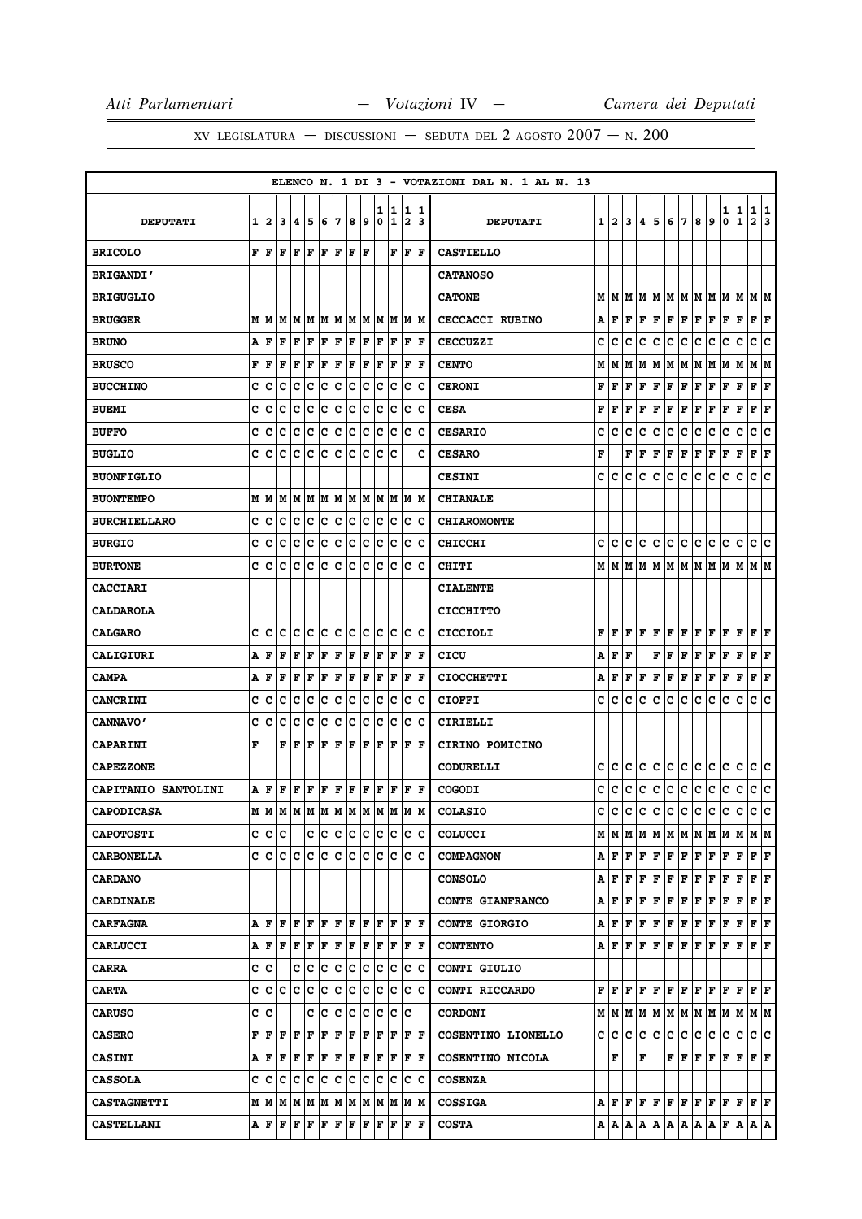ELENCO N. 1 DI 3 - VOTAZIONI DAL N. 1 AL N. 13

| DEPUTATI | 1 | 2 | 3 | 4 | 5 | 6 | 7 | 8 | 9 | 10 | 11 | 12 | 13 | DEPUTATI | 1 | 2 | 3 | 4 | 5 | 6 | 7 | 8 | 9 | 10 | 11 | 12 | 13 |
|---|---|---|---|---|---|---|---|---|---|---|---|---|---|---|---|---|---|---|---|---|---|---|---|---|---|---|---|
| BRICOLO | F | F | F | F | F | F | F | F | F | | F | F | F | CASTIELLO | | | | | | | | | | | | | |
| BRIGANDI' | | | | | | | | | | | | | | CATANOSO | | | | | | | | | | | | | |
| BRIGUGLIO | | | | | | | | | | | | | | CATONE | M | M | M | M | M | M | M | M | M | M | M | M | M |
| BRUGGER | M | M | M | M | M | M | M | M | M | M | M | M | M | CECCACCI RUBINO | A | F | F | F | F | F | F | F | F | F | F | F | F |
| BRUNO | A | F | F | F | F | F | F | F | F | F | F | F | F | CECCUZZI | C | C | C | C | C | C | C | C | C | C | C | C | C |
| BRUSCO | F | F | F | F | F | F | F | F | F | F | F | F | F | CENTO | M | M | M | M | M | M | M | M | M | M | M | M | M |
| BUCCHINO | C | C | C | C | C | C | C | C | C | C | C | C | C | CERONI | F | F | F | F | F | F | F | F | F | F | F | F | F |
| BUEMI | C | C | C | C | C | C | C | C | C | C | C | C | C | CESA | F | F | F | F | F | F | F | F | F | F | F | F | F |
| BUFFO | C | C | C | C | C | C | C | C | C | C | C | C | C | CESARIO | C | C | C | C | C | C | C | C | C | C | C | C | C |
| BUGLIO | C | C | C | C | C | C | C | C | C | C | C | | C | CESARO | F | | F | F | F | F | F | F | F | F | F | F | F |
| BUONFIGLIO | | | | | | | | | | | | | | CESINI | C | C | C | C | C | C | C | C | C | C | C | C | C |
| BUONTEMPO | M | M | M | M | M | M | M | M | M | M | M | M | M | CHIANALE | | | | | | | | | | | | | |
| BURCHIELLARO | C | C | C | C | C | C | C | C | C | C | C | C | C | CHIAROMONTE | | | | | | | | | | | | | |
| BURGIO | C | C | C | C | C | C | C | C | C | C | C | C | C | CHICCHI | C | C | C | C | C | C | C | C | C | C | C | C | C |
| BURTONE | C | C | C | C | C | C | C | C | C | C | C | C | C | CHITI | M | M | M | M | M | M | M | M | M | M | M | M | M |
| CACCIARI | | | | | | | | | | | | | | CIALENTE | | | | | | | | | | | | | |
| CALDAROLA | | | | | | | | | | | | | | CICCHITTO | | | | | | | | | | | | | |
| CALGARO | C | C | C | C | C | C | C | C | C | C | C | C | C | CICCIOLI | F | F | F | F | F | F | F | F | F | F | F | F | F |
| CALIGIURI | A | F | F | F | F | F | F | F | F | F | F | F | F | CICU | A | F | F | | F | F | F | F | F | F | F | F | F |
| CAMPA | A | F | F | F | F | F | F | F | F | F | F | F | F | CIOCCHETTI | A | F | F | F | F | F | F | F | F | F | F | F | F |
| CANCRINI | C | C | C | C | C | C | C | C | C | C | C | C | C | CIOFFI | C | C | C | C | C | C | C | C | C | C | C | C | C |
| CANNAVO' | C | C | C | C | C | C | C | C | C | C | C | C | C | CIRIELLI | | | | | | | | | | | | | |
| CAPARINI | F | | F | F | F | F | F | F | F | F | F | F | F | CIRINO POMICINO | | | | | | | | | | | | | |
| CAPEZZONE | | | | | | | | | | | | | | CODURELLI | C | C | C | C | C | C | C | C | C | C | C | C | C |
| CAPITANIO SANTOLINI | A | F | F | F | F | F | F | F | F | F | F | F | F | COGODI | C | C | C | C | C | C | C | C | C | C | C | C | C |
| CAPODICASA | M | M | M | M | M | M | M | M | M | M | M | M | M | COLASIO | C | C | C | C | C | C | C | C | C | C | C | C | C |
| CAPOTOSTI | C | C | C | | C | C | C | C | C | C | C | C | C | COLUCCI | M | M | M | M | M | M | M | M | M | M | M | M | M |
| CARBONELLA | C | C | C | C | C | C | C | C | C | C | C | C | C | COMPAGNON | A | F | F | F | F | F | F | F | F | F | F | F | F |
| CARDANO | | | | | | | | | | | | | | CONSOLO | A | F | F | F | F | F | F | F | F | F | F | F | F |
| CARDINALE | | | | | | | | | | | | | | CONTE GIANFRANCO | A | F | F | F | F | F | F | F | F | F | F | F | F |
| CARFAGNA | A | F | F | F | F | F | F | F | F | F | F | F | F | CONTE GIORGIO | A | F | F | F | F | F | F | F | F | F | F | F | F |
| CARLUCCI | A | F | F | F | F | F | F | F | F | F | F | F | F | CONTENTO | A | F | F | F | F | F | F | F | F | F | F | F | F |
| CARRA | C | C | | C | C | C | C | C | C | C | C | C | C | CONTI GIULIO | | | | | | | | | | | | | |
| CARTA | C | C | C | C | C | C | C | C | C | C | C | C | C | CONTI RICCARDO | F | F | F | F | F | F | F | F | F | F | F | F | F |
| CARUSO | C | C | | | C | C | C | C | C | C | C | C | | CORDONI | M | M | M | M | M | M | M | M | M | M | M | M | M |
| CASERO | F | F | F | F | F | F | F | F | F | F | F | F | F | COSENTINO LIONELLO | C | C | C | C | C | C | C | C | C | C | C | C | C |
| CASINI | A | F | F | F | F | F | F | F | F | F | F | F | F | COSENTINO NICOLA | | F | | F | | F | F | F | F | F | F | F | F |
| CASSOLA | C | C | C | C | C | C | C | C | C | C | C | C | C | COSENZA | | | | | | | | | | | | | |
| CASTAGNETTI | M | M | M | M | M | M | M | M | M | M | M | M | M | COSSIGA | A | F | F | F | F | F | F | F | F | F | F | F | F |
| CASTELLANI | A | F | F | F | F | F | F | F | F | F | F | F | F | COSTA | A | A | A | A | A | A | A | A | A | F | A | A | A |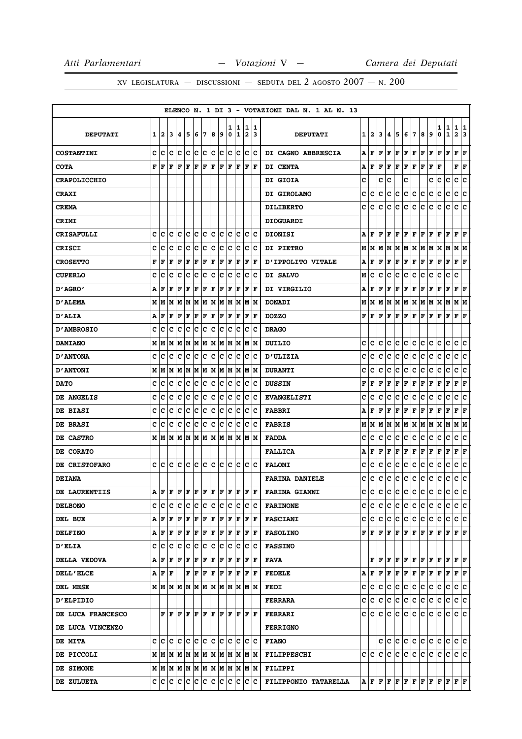ELENCO N. 1 DI 3 - VOTAZIONI DAL N. 1 AL N. 13

| DEPUTATI | 1 | 2 | 3 | 4 | 5 | 6 | 7 | 8 | 9 | 10 | 11 | 12 | 13 | DEPUTATI | 1 | 2 | 3 | 4 | 5 | 6 | 7 | 8 | 9 | 10 | 11 | 12 | 13 |
|---|---|---|---|---|---|---|---|---|---|---|---|---|---|---|---|---|---|---|---|---|---|---|---|---|---|---|---|
| COSTANTINI | C | C | C | C | C | C | C | C | C | C | C | C | C | DI CAGNO ABBRESCIA | A | F | F | F | F | F | F | F | F | F | F | F | F |
| COTA | F | F | F | F | F | F | F | F | F | F | F | F | F | DI CENTA | A | F | F | F | F | F | F | F | F | F | | F | F |
| CRAPOLICCHIO | | | | | | | | | | | | | | DI GIOIA | C | | C | C | | C | | | C | C | C | C | C |
| CRAXI | | | | | | | | | | | | | | DI GIROLAMO | C | C | C | C | C | C | C | C | C | C | C | C | C |
| CREMA | | | | | | | | | | | | | | DILIBERTO | C | C | C | C | C | C | C | C | C | C | C | C | C |
| CRIMI | | | | | | | | | | | | | | DIOGUARDI | | | | | | | | | | | | | |
| CRISAFULLI | C | C | C | C | C | C | C | C | C | C | C | C | C | DIONISI | A | F | F | F | F | F | F | F | F | F | F | F | F |
| CRISCI | C | C | C | C | C | C | C | C | C | C | C | C | C | DI PIETRO | M | M | M | M | M | M | M | M | M | M | M | M | M |
| CROSETTO | F | F | F | F | F | F | F | F | F | F | F | F | F | D'IPPOLITO VITALE | A | F | F | F | F | F | F | F | F | F | F | F | F |
| CUPERLO | C | C | C | C | C | C | C | C | C | C | C | C | C | DI SALVO | M | C | C | C | C | C | C | C | C | C | C | C | |
| D'AGRO' | A | F | F | F | F | F | F | F | F | F | F | F | F | DI VIRGILIO | A | F | F | F | F | F | F | F | F | F | F | F | F |
| D'ALEMA | M | M | M | M | M | M | M | M | M | M | M | M | M | DONADI | M | M | M | M | M | M | M | M | M | M | M | M | M |
| D'ALIA | A | F | F | F | F | F | F | F | F | F | F | F | F | DOZZO | F | F | F | F | F | F | F | F | F | F | F | F | F |
| D'AMBROSIO | C | C | C | C | C | C | C | C | C | C | C | C | C | DRAGO | | | | | | | | | | | | | |
| DAMIANO | M | M | M | M | M | M | M | M | M | M | M | M | M | DUILIO | C | C | C | C | C | C | C | C | C | C | C | C | C |
| D'ANTONA | C | C | C | C | C | C | C | C | C | C | C | C | C | D'ULIZIA | C | C | C | C | C | C | C | C | C | C | C | C | C |
| D'ANTONI | M | M | M | M | M | M | M | M | M | M | M | M | M | DURANTI | C | C | C | C | C | C | C | C | C | C | C | C | C |
| DATO | C | C | C | C | C | C | C | C | C | C | C | C | C | DUSSIN | F | F | F | F | F | F | F | F | F | F | F | F | F |
| DE ANGELIS | C | C | C | C | C | C | C | C | C | C | C | C | C | EVANGELISTI | C | C | C | C | C | C | C | C | C | C | C | C | C |
| DE BIASI | C | C | C | C | C | C | C | C | C | C | C | C | C | FABBRI | A | F | F | F | F | F | F | F | F | F | F | F | F |
| DE BRASI | C | C | C | C | C | C | C | C | C | C | C | C | C | FABRIS | M | M | M | M | M | M | M | M | M | M | M | M | M |
| DE CASTRO | M | M | M | M | M | M | M | M | M | M | M | M | M | FADDA | C | C | C | C | C | C | C | C | C | C | C | C | C |
| DE CORATO | | | | | | | | | | | | | | FALLICA | A | F | F | F | F | F | F | F | F | F | F | F | F |
| DE CRISTOFARO | C | C | C | C | C | C | C | C | C | C | C | C | C | FALOMI | C | C | C | C | C | C | C | C | C | C | C | C | C |
| DEIANA | | | | | | | | | | | | | | FARINA DANIELE | C | C | C | C | C | C | C | C | C | C | C | C | C |
| DE LAURENTIIS | A | F | F | F | F | F | F | F | F | F | F | F | F | FARINA GIANNI | C | C | C | C | C | C | C | C | C | C | C | C | C |
| DELBONO | C | C | C | C | C | C | C | C | C | C | C | C | C | FARINONE | C | C | C | C | C | C | C | C | C | C | C | C | C |
| DEL BUE | A | F | F | F | F | F | F | F | F | F | F | F | F | FASCIANI | C | C | C | C | C | C | C | C | C | C | C | C | C |
| DELFINO | A | F | F | F | F | F | F | F | F | F | F | F | F | FASOLINO | F | F | F | F | F | F | F | F | F | F | F | F | F |
| D'ELIA | C | C | C | C | C | C | C | C | C | C | C | C | C | FASSINO | | | | | | | | | | | | | |
| DELLA VEDOVA | A | F | F | F | F | F | F | F | F | F | F | F | F | FAVA | | F | F | F | F | F | F | F | F | F | F | F | F |
| DELL'ELCE | A | F | F | | F | F | F | F | F | F | F | F | F | FEDELE | A | F | F | F | F | F | F | F | F | F | F | F | F |
| DEL MESE | M | M | M | M | M | M | M | M | M | M | M | M | M | FEDI | C | C | C | C | C | C | C | C | C | C | C | C | C |
| D'ELPIDIO | | | | | | | | | | | | | | FERRARA | C | C | C | C | C | C | C | C | C | C | C | C | C |
| DE LUCA FRANCESCO | | F | F | F | F | F | F | F | F | F | F | F | F | FERRARI | C | C | C | C | C | C | C | C | C | C | C | C | C |
| DE LUCA VINCENZO | | | | | | | | | | | | | | FERRIGNO | | | | | | | | | | | | | |
| DE MITA | C | C | C | C | C | C | C | C | C | C | C | C | C | FIANO | | | C | C | C | C | C | C | C | C | C | C | C |
| DE PICCOLI | M | M | M | M | M | M | M | M | M | M | M | M | M | FILIPPESCHI | C | C | C | C | C | C | C | C | C | C | C | C | C |
| DE SIMONE | M | M | M | M | M | M | M | M | M | M | M | M | M | FILIPPI | | | | | | | | | | | | | |
| DE ZULUETA | C | C | C | C | C | C | C | C | C | C | C | C | C | FILIPPONIO TATARELLA | A | F | F | F | F | F | F | F | F | F | F | F | F |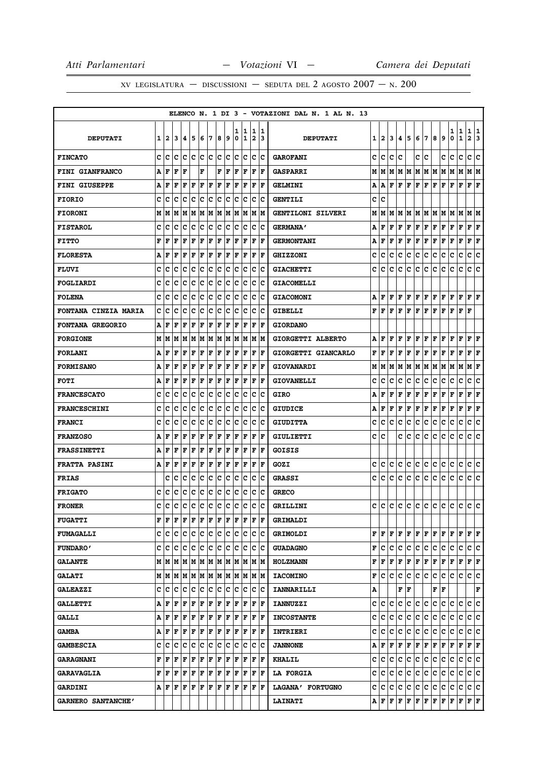**ELENCO N. 1 DI 3 - VOTAZIONI DAL N. 1 AL N. 13**

| DEPUTATI | 1 | 2 | 3 | 4 | 5 | 6 | 7 | 8 | 9 | 10 | 11 | 12 | 13 | DEPUTATI | 1 | 2 | 3 | 4 | 5 | 6 | 7 | 8 | 9 | 10 | 11 | 12 | 13 |
|---|---|---|---|---|---|---|---|---|---|---|---|---|---|---|---|---|---|---|---|---|---|---|---|---|---|---|---|
| **FINCATO** | C | C | C | C | C | C | C | C | C | C | C | C | C | **GAROFANI** | C | C | C | C | | C | C | | C | C | C | C | C |
| **FINI GIANFRANCO** | A | F | F | F | | F | | F | F | F | F | F | F | **GASPARRI** | M | M | M | M | M | M | M | M | M | M | M | M | M |
| **FINI GIUSEPPE** | A | F | F | F | F | F | F | F | F | F | F | F | F | **GELMINI** | A | A | F | F | F | F | F | F | F | F | F | F | F |
| **FIORIO** | C | C | C | C | C | C | C | C | C | C | C | C | C | **GENTILI** | C | C | | | | | | | | | | | |
| **FIORONI** | M | M | M | M | M | M | M | M | M | M | M | M | M | **GENTILONI SILVERI** | M | M | M | M | M | M | M | M | M | M | M | M | M |
| **FISTAROL** | C | C | C | C | C | C | C | C | C | C | C | C | C | **GERMANA'** | A | F | F | F | F | F | F | F | F | F | F | F | F |
| **FITTO** | F | F | F | F | F | F | F | F | F | F | F | F | F | **GERMONTANI** | A | F | F | F | F | F | F | F | F | F | F | F | F |
| **FLORESTA** | A | F | F | F | F | F | F | F | F | F | F | F | F | **GHIZZONI** | C | C | C | C | C | C | C | C | C | C | C | C | C |
| **FLUVI** | C | C | C | C | C | C | C | C | C | C | C | C | C | **GIACHETTI** | C | C | C | C | C | C | C | C | C | C | C | C | C |
| **FOGLIARDI** | C | C | C | C | C | C | C | C | C | C | C | C | C | **GIACOMELLI** | | | | | | | | | | | | | |
| **FOLENA** | C | C | C | C | C | C | C | C | C | C | C | C | C | **GIACOMONI** | A | F | F | F | F | F | F | F | F | F | F | F | F |
| **FONTANA CINZIA MARIA** | C | C | C | C | C | C | C | C | C | C | C | C | C | **GIBELLI** | F | F | F | F | F | F | F | F | F | F | F | F | |
| **FONTANA GREGORIO** | A | F | F | F | F | F | F | F | F | F | F | F | F | **GIORDANO** | | | | | | | | | | | | | |
| **FORGIONE** | M | M | M | M | M | M | M | M | M | M | M | M | M | **GIORGETTI ALBERTO** | A | F | F | F | F | F | F | F | F | F | F | F | F |
| **FORLANI** | A | F | F | F | F | F | F | F | F | F | F | F | F | **GIORGETTI GIANCARLO** | F | F | F | F | F | F | F | F | F | F | F | F | F |
| **FORMISANO** | A | F | F | F | F | F | F | F | F | F | F | F | F | **GIOVANARDI** | M | M | M | M | M | M | M | M | M | M | M | M | F |
| **FOTI** | A | F | F | F | F | F | F | F | F | F | F | F | F | **GIOVANELLI** | C | C | C | C | C | C | C | C | C | C | C | C | C |
| **FRANCESCATO** | C | C | C | C | C | C | C | C | C | C | C | C | C | **GIRO** | A | F | F | F | F | F | F | F | F | F | F | F | F |
| **FRANCESCHINI** | C | C | C | C | C | C | C | C | C | C | C | C | C | **GIUDICE** | A | F | F | F | F | F | F | F | F | F | F | F | F |
| **FRANCI** | C | C | C | C | C | C | C | C | C | C | C | C | C | **GIUDITTA** | C | C | C | C | C | C | C | C | C | C | C | C | C |
| **FRANZOSO** | A | F | F | F | F | F | F | F | F | F | F | F | F | **GIULIETTI** | C | C | | C | C | C | C | C | C | C | C | C | C |
| **FRASSINETTI** | A | F | F | F | F | F | F | F | F | F | F | F | F | **GOISIS** | | | | | | | | | | | | | |
| **FRATTA PASINI** | A | F | F | F | F | F | F | F | F | F | F | F | F | **GOZI** | C | C | C | C | C | C | C | C | C | C | C | C | C |
| **FRIAS** | | C | C | C | C | C | C | C | C | C | C | C | C | **GRASSI** | C | C | C | C | C | C | C | C | C | C | C | C | C |
| **FRIGATO** | C | C | C | C | C | C | C | C | C | C | C | C | C | **GRECO** | | | | | | | | | | | | | |
| **FRONER** | C | C | C | C | C | C | C | C | C | C | C | C | C | **GRILLINI** | C | C | C | C | C | C | C | C | C | C | C | C | C |
| **FUGATTI** | F | F | F | F | F | F | F | F | F | F | F | F | F | **GRIMALDI** | | | | | | | | | | | | | |
| **FUMAGALLI** | C | C | C | C | C | C | C | C | C | C | C | C | C | **GRIMOLDI** | F | F | F | F | F | F | F | F | F | F | F | F | F |
| **FUNDARO'** | C | C | C | C | C | C | C | C | C | C | C | C | C | **GUADAGNO** | F | C | C | C | C | C | C | C | C | C | C | C | C |
| **GALANTE** | M | M | M | M | M | M | M | M | M | M | M | M | M | **HOLZMANN** | F | F | F | F | F | F | F | F | F | F | F | F | F |
| **GALATI** | M | M | M | M | M | M | M | M | M | M | M | M | M | **IACOMINO** | F | C | C | C | C | C | C | C | C | C | C | C | C |
| **GALEAZZI** | C | C | C | C | C | C | C | C | C | C | C | C | C | **IANNARILLI** | A | | | F | F | | | F | F | | | | F |
| **GALLETTI** | A | F | F | F | F | F | F | F | F | F | F | F | F | **IANNUZZI** | C | C | C | C | C | C | C | C | C | C | C | C | C |
| **GALLI** | A | F | F | F | F | F | F | F | F | F | F | F | F | **INCOSTANTE** | C | C | C | C | C | C | C | C | C | C | C | C | C |
| **GAMBA** | A | F | F | F | F | F | F | F | F | F | F | F | F | **INTRIERI** | C | C | C | C | C | C | C | C | C | C | C | C | C |
| **GAMBESCIA** | C | C | C | C | C | C | C | C | C | C | C | C | C | **JANNONE** | A | F | F | F | F | F | F | F | F | F | F | F | F |
| **GARAGNANI** | F | F | F | F | F | F | F | F | F | F | F | F | F | **KHALIL** | C | C | C | C | C | C | C | C | C | C | C | C | C |
| **GARAVAGLIA** | F | F | F | F | F | F | F | F | F | F | F | F | F | **LA FORGIA** | C | C | C | C | C | C | C | C | C | C | C | C | C |
| **GARDINI** | A | F | F | F | F | F | F | F | F | F | F | F | F | **LAGANA' FORTUGNO** | C | C | C | C | C | C | C | C | C | C | C | C | C |
| **GARNERO SANTANCHE'** | | | | | | | | | | | | | | **LAINATI** | A | F | F | F | F | F | F | F | F | F | F | F | F |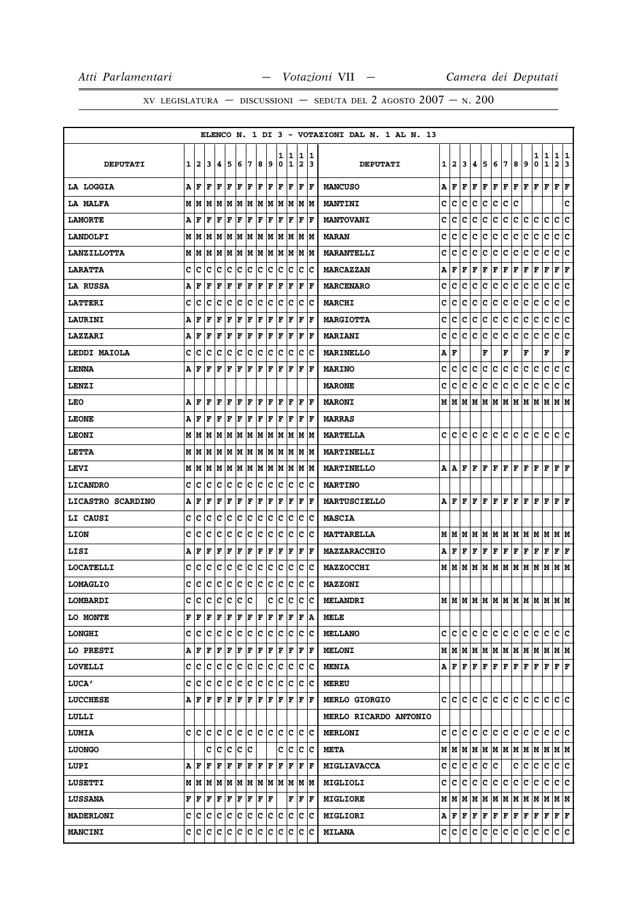ELENCO N. 1 DI 3 - VOTAZIONI DAL N. 1 AL N. 13

| DEPUTATI | 1 | 2 | 3 | 4 | 5 | 6 | 7 | 8 | 9 | 10 | 11 | 12 | 13 | DEPUTATI | 1 | 2 | 3 | 4 | 5 | 6 | 7 | 8 | 9 | 10 | 11 | 12 | 13 |
|---|---|---|---|---|---|---|---|---|---|---|---|---|---|---|---|---|---|---|---|---|---|---|---|---|---|---|---|
| LA LOGGIA | A | F | F | F | F | F | F | F | F | F | F | F | F | MANCUSO | A | F | F | F | F | F | F | F | F | F | F | F | F |
| LA MALFA | M | M | M | M | M | M | M | M | M | M | M | M | M | MANTINI | C | C | C | C | C | C | C | C | | | | | C |
| LAMORTE | A | F | F | F | F | F | F | F | F | F | F | F | F | MANTOVANI | C | C | C | C | C | C | C | C | C | C | C | C | C |
| LANDOLFI | M | M | M | M | M | M | M | M | M | M | M | M | M | MARAN | C | C | C | C | C | C | C | C | C | C | C | C | C |
| LANZILLOTTA | M | M | M | M | M | M | M | M | M | M | M | M | M | MARANTELLI | C | C | C | C | C | C | C | C | C | C | C | C | C |
| LARATTA | C | C | C | C | C | C | C | C | C | C | C | C | C | MARCAZZAN | A | F | F | F | F | F | F | F | F | F | F | F | F |
| LA RUSSA | A | F | F | F | F | F | F | F | F | F | F | F | F | MARCENARO | C | C | C | C | C | C | C | C | C | C | C | C | C |
| LATTERI | C | C | C | C | C | C | C | C | C | C | C | C | C | MARCHI | C | C | C | C | C | C | C | C | C | C | C | C | C |
| LAURINI | A | F | F | F | F | F | F | F | F | F | F | F | F | MARGIOTTA | C | C | C | C | C | C | C | C | C | C | C | C | C |
| LAZZARI | A | F | F | F | F | F | F | F | F | F | F | F | F | MARIANI | C | C | C | C | C | C | C | C | C | C | C | C | C |
| LEDDI MAIOLA | C | C | C | C | C | C | C | C | C | C | C | C | C | MARINELLO | A | F | | | F | | F | | F | | F | | F |
| LENNA | A | F | F | F | F | F | F | F | F | F | F | F | F | MARINO | C | C | C | C | C | C | C | C | C | C | C | C | C |
| LENZI | | | | | | | | | | | | | | MARONE | C | C | C | C | C | C | C | C | C | C | C | C | C |
| LEO | A | F | F | F | F | F | F | F | F | F | F | F | F | MARONI | M | M | M | M | M | M | M | M | M | M | M | M | M |
| LEONE | A | F | F | F | F | F | F | F | F | F | F | F | F | MARRAS | | | | | | | | | | | | | |
| LEONI | M | M | M | M | M | M | M | M | M | M | M | M | M | MARTELLA | C | C | C | C | C | C | C | C | C | C | C | C | C |
| LETTA | M | M | M | M | M | M | M | M | M | M | M | M | M | MARTINELLI | | | | | | | | | | | | | |
| LEVI | M | M | M | M | M | M | M | M | M | M | M | M | M | MARTINELLO | A | A | F | F | F | F | F | F | F | F | F | F | F |
| LICANDRO | C | C | C | C | C | C | C | C | C | C | C | C | C | MARTINO | | | | | | | | | | | | | |
| LICASTRO SCARDINO | A | F | F | F | F | F | F | F | F | F | F | F | F | MARTUSCIELLO | A | F | F | F | F | F | F | F | F | F | F | F | F |
| LI CAUSI | C | C | C | C | C | C | C | C | C | C | C | C | C | MASCIA | | | | | | | | | | | | | |
| LION | C | C | C | C | C | C | C | C | C | C | C | C | C | MATTARELLA | M | M | M | M | M | M | M | M | M | M | M | M | M |
| LISI | A | F | F | F | F | F | F | F | F | F | F | F | F | MAZZARACCHIO | A | F | F | F | F | F | F | F | F | F | F | F | F |
| LOCATELLI | C | C | C | C | C | C | C | C | C | C | C | C | C | MAZZOCCHI | M | M | M | M | M | M | M | M | M | M | M | M | M |
| LOMAGLIO | C | C | C | C | C | C | C | C | C | C | C | C | C | MAZZONI | | | | | | | | | | | | | |
| LOMBARDI | C | C | C | C | C | C | C | | C | C | C | C | C | MELANDRI | M | M | M | M | M | M | M | M | M | M | M | M | M |
| LO MONTE | F | F | F | F | F | F | F | F | F | F | F | F | A | MELE | | | | | | | | | | | | | |
| LONGHI | C | C | C | C | C | C | C | C | C | C | C | C | C | MELLANO | C | C | C | C | C | C | C | C | C | C | C | C | C |
| LO PRESTI | A | F | F | F | F | F | F | F | F | F | F | F | F | MELONI | M | M | M | M | M | M | M | M | M | M | M | M | M |
| LOVELLI | C | C | C | C | C | C | C | C | C | C | C | C | C | MENIA | A | F | F | F | F | F | F | F | F | F | F | F | F |
| LUCA' | C | C | C | C | C | C | C | C | C | C | C | C | C | MEREU | | | | | | | | | | | | | |
| LUCCHESE | A | F | F | F | F | F | F | F | F | F | F | F | F | MERLO GIORGIO | C | C | C | C | C | C | C | C | C | C | C | C | C |
| LULLI | | | | | | | | | | | | | | MERLO RICARDO ANTONIO | | | | | | | | | | | | | |
| LUMIA | C | C | C | C | C | C | C | C | C | C | C | C | C | MERLONI | C | C | C | C | C | C | C | C | C | C | C | C | C |
| LUONGO | | | C | C | C | C | C | | | C | C | C | C | META | M | M | M | M | M | M | M | M | M | M | M | M | M |
| LUPI | A | F | F | F | F | F | F | F | F | F | F | F | F | MIGLIAVACCA | C | C | C | C | C | C | | C | C | C | C | C | C |
| LUSETTI | M | M | M | M | M | M | M | M | M | M | M | M | M | MIGLIOLI | C | C | C | C | C | C | C | C | C | C | C | C | C |
| LUSSANA | F | F | F | F | F | F | F | F | F | | F | F | F | MIGLIORE | M | M | M | M | M | M | M | M | M | M | M | M | M |
| MADERLONI | C | C | C | C | C | C | C | C | C | C | C | C | C | MIGLIORI | A | F | F | F | F | F | F | F | F | F | F | F | F |
| MANCINI | C | C | C | C | C | C | C | C | C | C | C | C | C | MILANA | C | C | C | C | C | C | C | C | C | C | C | C | C |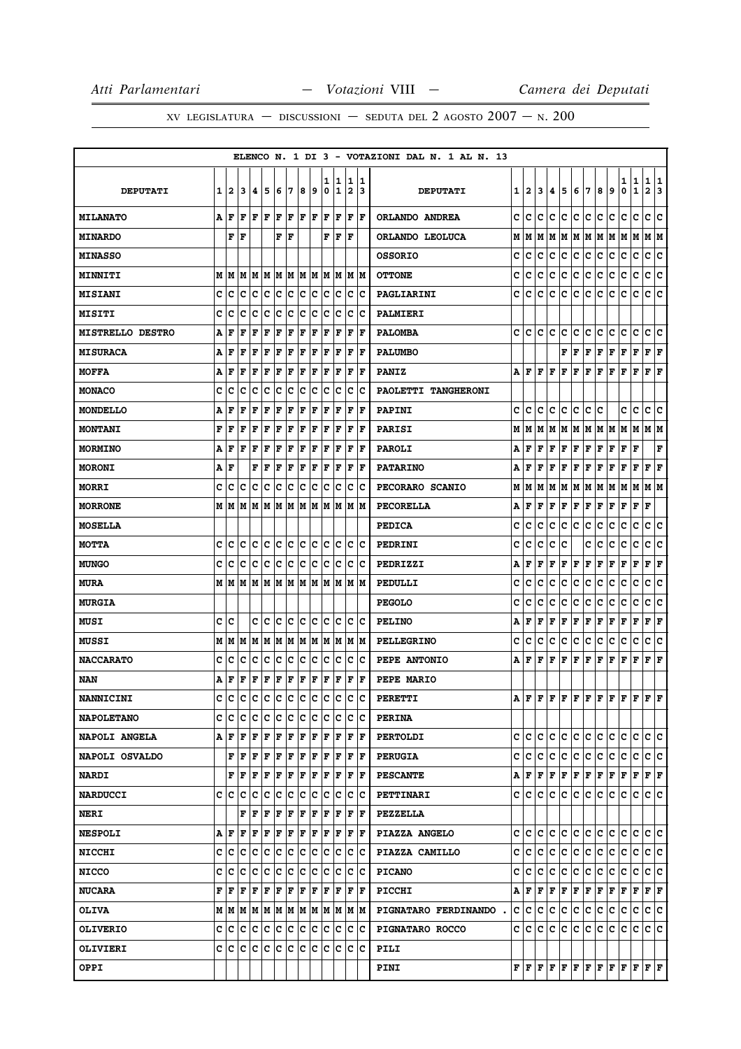XV LEGISLATURA — DISCUSSIONI — SEDUTA DEL 2 AGOSTO 2007 — N. 200

ELENCO N. 1 DI 3 - VOTAZIONI DAL N. 1 AL N. 13

| DEPUTATI | 1 | 2 | 3 | 4 | 5 | 6 | 7 | 8 | 9 | 10 | 11 | 12 | 13 | DEPUTATI | 1 | 2 | 3 | 4 | 5 | 6 | 7 | 8 | 9 | 10 | 11 | 12 | 13 |
|---|---|---|---|---|---|---|---|---|---|---|---|---|---|---|---|---|---|---|---|---|---|---|---|---|---|---|---|
| MILANATO | A | F | F | F | F | F | F | F | F | F | F | F | F | ORLANDO ANDREA | C | C | C | C | C | C | C | C | C | C | C | C | C |
| MINARDO | | F | F | | | F | F | | | F | F | F | | ORLANDO LEOLUCA | M | M | M | M | M | M | M | M | M | M | M | M | M |
| MINASSO | | | | | | | | | | | | | | OSSORIO | C | C | C | C | C | C | C | C | C | C | C | C | C |
| MINNITI | M | M | M | M | M | M | M | M | M | M | M | M | M | OTTONE | C | C | C | C | C | C | C | C | C | C | C | C | C |
| MISIANI | C | C | C | C | C | C | C | C | C | C | C | C | C | PAGLIARINI | C | C | C | C | C | C | C | C | C | C | C | C | C |
| MISITI | C | C | C | C | C | C | C | C | C | C | C | C | C | PALMIERI | | | | | | | | | | | | | |
| MISTRELLO DESTRO | A | F | F | F | F | F | F | F | F | F | F | F | F | PALOMBA | C | C | C | C | C | C | C | C | C | C | C | C | C |
| MISURACA | A | F | F | F | F | F | F | F | F | F | F | F | F | PALUMBO | | | | | F | F | F | F | F | F | F | F | F |
| MOFFA | A | F | F | F | F | F | F | F | F | F | F | F | F | PANIZ | A | F | F | F | F | F | F | F | F | F | F | F | F |
| MONACO | C | C | C | C | C | C | C | C | C | C | C | C | C | PAOLETTI TANGHERONI | | | | | | | | | | | | | |
| MONDELLO | A | F | F | F | F | F | F | F | F | F | F | F | F | PAPINI | C | C | C | C | C | C | C | C | | C | C | C | C |
| MONTANI | F | F | F | F | F | F | F | F | F | F | F | F | F | PARISI | M | M | M | M | M | M | M | M | M | M | M | M | M |
| MORMINO | A | F | F | F | F | F | F | F | F | F | F | F | F | PAROLI | A | F | F | F | F | F | F | F | F | F | F | | F |
| MORONI | A | F | | F | F | F | F | F | F | F | F | F | F | PATARINO | A | F | F | F | F | F | F | F | F | F | F | F | F |
| MORRI | C | C | C | C | C | C | C | C | C | C | C | C | C | PECORARO SCANIO | M | M | M | M | M | M | M | M | M | M | M | M | M |
| MORRONE | M | M | M | M | M | M | M | M | M | M | M | M | M | PECORELLA | A | F | F | F | F | F | F | F | F | F | F | F | |
| MOSELLA | | | | | | | | | | | | | | PEDICA | C | C | C | C | C | C | C | C | C | C | C | C | C |
| MOTTA | C | C | C | C | C | C | C | C | C | C | C | C | C | PEDRINI | C | C | C | C | C | | C | C | C | C | C | C | C |
| MUNGO | C | C | C | C | C | C | C | C | C | C | C | C | C | PEDRIZZI | A | F | F | F | F | F | F | F | F | F | F | F | F |
| MURA | M | M | M | M | M | M | M | M | M | M | M | M | M | PEDULLI | C | C | C | C | C | C | C | C | C | C | C | C | C |
| MURGIA | | | | | | | | | | | | | | PEGOLO | C | C | C | C | C | C | C | C | C | C | C | C | C |
| MUSI | C | C | | C | C | C | C | C | C | C | C | C | C | PELINO | A | F | F | F | F | F | F | F | F | F | F | F | F |
| MUSSI | M | M | M | M | M | M | M | M | M | M | M | M | M | PELLEGRINO | C | C | C | C | C | C | C | C | C | C | C | C | C |
| NACCARATO | C | C | C | C | C | C | C | C | C | C | C | C | C | PEPE ANTONIO | A | F | F | F | F | F | F | F | F | F | F | F | F |
| NAN | A | F | F | F | F | F | F | F | F | F | F | F | F | PEPE MARIO | | | | | | | | | | | | | |
| NANNICINI | C | C | C | C | C | C | C | C | C | C | C | C | C | PERETTI | A | F | F | F | F | F | F | F | F | F | F | F | F |
| NAPOLETANO | C | C | C | C | C | C | C | C | C | C | C | C | C | PERINA | | | | | | | | | | | | | |
| NAPOLI ANGELA | A | F | F | F | F | F | F | F | F | F | F | F | F | PERTOLDI | C | C | C | C | C | C | C | C | C | C | C | C | C |
| NAPOLI OSVALDO | | F | F | F | F | F | F | F | F | F | F | F | F | PERUGIA | C | C | C | C | C | C | C | C | C | C | C | C | C |
| NARDI | | F | F | F | F | F | F | F | F | F | F | F | F | PESCANTE | A | F | F | F | F | F | F | F | F | F | F | F | F |
| NARDUCCI | C | C | C | C | C | C | C | C | C | C | C | C | C | PETTINARI | C | C | C | C | C | C | C | C | C | C | C | C | C |
| NERI | | | F | F | F | F | F | F | F | F | F | F | F | PEZZELLA | | | | | | | | | | | | | |
| NESPOLI | A | F | F | F | F | F | F | F | F | F | F | F | F | PIAZZA ANGELO | C | C | C | C | C | C | C | C | C | C | C | C | C |
| NICCHI | C | C | C | C | C | C | C | C | C | C | C | C | C | PIAZZA CAMILLO | C | C | C | C | C | C | C | C | C | C | C | C | C |
| NICCO | C | C | C | C | C | C | C | C | C | C | C | C | C | PICANO | C | C | C | C | C | C | C | C | C | C | C | C | C |
| NUCARA | F | F | F | F | F | F | F | F | F | F | F | F | F | PICCHI | A | F | F | F | F | F | F | F | F | F | F | F | F |
| OLIVA | M | M | M | M | M | M | M | M | M | M | M | M | M | PIGNATARO FERDINANDO . | C | C | C | C | C | C | C | C | C | C | C | C | C |
| OLIVERIO | C | C | C | C | C | C | C | C | C | C | C | C | C | PIGNATARO ROCCO | C | C | C | C | C | C | C | C | C | C | C | C | C |
| OLIVIERI | C | C | C | C | C | C | C | C | C | C | C | C | C | PILI | | | | | | | | | | | | | |
| OPPI | | | | | | | | | | | | | | PINI | F | F | F | F | F | F | F | F | F | F | F | F | F |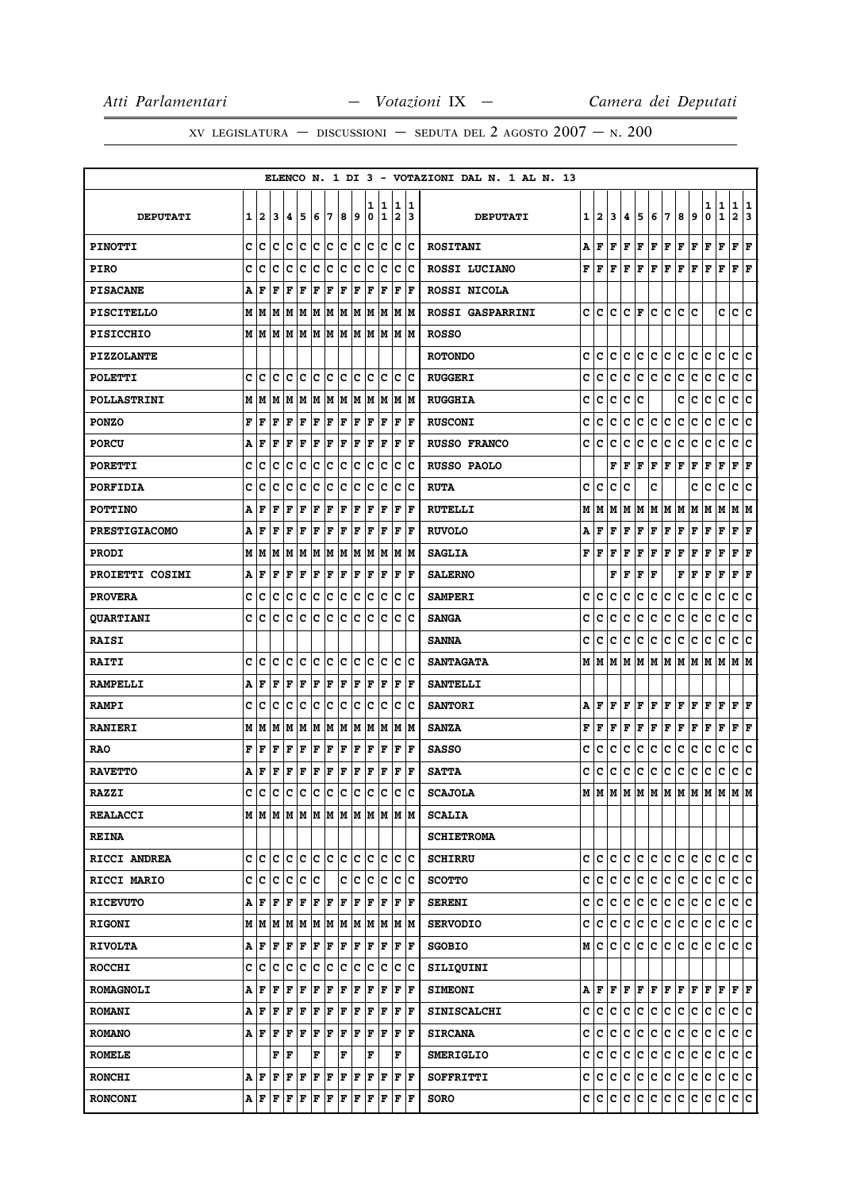XV LEGISLATURA — DISCUSSIONI — SEDUTA DEL 2 AGOSTO 2007 — N. 200

ELENCO N. 1 DI 3 - VOTAZIONI DAL N. 1 AL N. 13

| DEPUTATI | 1 | 2 | 3 | 4 | 5 | 6 | 7 | 8 | 9 | 10 | 11 | 12 | 13 | DEPUTATI | 1 | 2 | 3 | 4 | 5 | 6 | 7 | 8 | 9 | 10 | 11 | 12 | 13 |
|---|---|---|---|---|---|---|---|---|---|---|---|---|---|---|---|---|---|---|---|---|---|---|---|---|---|---|---|
| PINOTTI | C | C | C | C | C | C | C | C | C | C | C | C | C | ROSITANI | A | F | F | F | F | F | F | F | F | F | F | F | F |
| PIRO | C | C | C | C | C | C | C | C | C | C | C | C | C | ROSSI LUCIANO | F | F | F | F | F | F | F | F | F | F | F | F | F |
| PISACANE | A | F | F | F | F | F | F | F | F | F | F | F | F | ROSSI NICOLA | | | | | | | | | | | | | |
| PISCITELLO | M | M | M | M | M | M | M | M | M | M | M | M | M | ROSSI GASPARRINI | C | C | C | C | F | C | C | C | C | | C | C | C |
| PISICCHIO | M | M | M | M | M | M | M | M | M | M | M | M | M | ROSSO | | | | | | | | | | | | | |
| PIZZOLANTE | | | | | | | | | | | | | | ROTONDO | C | C | C | C | C | C | C | C | C | C | C | C | C |
| POLETTI | C | C | C | C | C | C | C | C | C | C | C | C | C | RUGGERI | C | C | C | C | C | C | C | C | C | C | C | C | C |
| POLLASTRINI | M | M | M | M | M | M | M | M | M | M | M | M | M | RUGGHIA | C | C | C | C | C | | | C | C | C | C | C | C |
| PONZO | F | F | F | F | F | F | F | F | F | F | F | F | F | RUSCONI | C | C | C | C | C | C | C | C | C | C | C | C | C |
| PORCU | A | F | F | F | F | F | F | F | F | F | F | F | F | RUSSO FRANCO | C | C | C | C | C | C | C | C | C | C | C | C | C |
| PORETTI | C | C | C | C | C | C | C | C | C | C | C | C | C | RUSSO PAOLO | | | F | F | F | F | F | F | F | F | F | F | F |
| PORFIDIA | C | C | C | C | C | C | C | C | C | C | C | C | C | RUTA | C | C | C | C | | C | | | C | C | C | C | C |
| POTTINO | A | F | F | F | F | F | F | F | F | F | F | F | F | RUTELLI | M | M | M | M | M | M | M | M | M | M | M | M | M |
| PRESTIGIACOMO | A | F | F | F | F | F | F | F | F | F | F | F | F | RUVOLO | A | F | F | F | F | F | F | F | F | F | F | F | F |
| PRODI | M | M | M | M | M | M | M | M | M | M | M | M | M | SAGLIA | F | F | F | F | F | F | F | F | F | F | F | F | F |
| PROIETTI COSIMI | A | F | F | F | F | F | F | F | F | F | F | F | F | SALERNO | | | F | F | F | F | | F | F | F | F | F | F |
| PROVERA | C | C | C | C | C | C | C | C | C | C | C | C | C | SAMPERI | C | C | C | C | C | C | C | C | C | C | C | C | C |
| QUARTIANI | C | C | C | C | C | C | C | C | C | C | C | C | C | SANGA | C | C | C | C | C | C | C | C | C | C | C | C | C |
| RAISI | | | | | | | | | | | | | | SANNA | C | C | C | C | C | C | C | C | C | C | C | C | C |
| RAITI | C | C | C | C | C | C | C | C | C | C | C | C | C | SANTAGATA | M | M | M | M | M | M | M | M | M | M | M | M | M |
| RAMPELLI | A | F | F | F | F | F | F | F | F | F | F | F | F | SANTELLI | | | | | | | | | | | | | |
| RAMPI | C | C | C | C | C | C | C | C | C | C | C | C | C | SANTORI | A | F | F | F | F | F | F | F | F | F | F | F | F |
| RANIERI | M | M | M | M | M | M | M | M | M | M | M | M | M | SANZA | F | F | F | F | F | F | F | F | F | F | F | F | F |
| RAO | F | F | F | F | F | F | F | F | F | F | F | F | F | SASSO | C | C | C | C | C | C | C | C | C | C | C | C | C |
| RAVETTO | A | F | F | F | F | F | F | F | F | F | F | F | F | SATTA | C | C | C | C | C | C | C | C | C | C | C | C | C |
| RAZZI | C | C | C | C | C | C | C | C | C | C | C | C | C | SCAJOLA | M | M | M | M | M | M | M | M | M | M | M | M | M |
| REALACCI | M | M | M | M | M | M | M | M | M | M | M | M | M | SCALIA | | | | | | | | | | | | | |
| REINA | | | | | | | | | | | | | | SCHIETROMA | | | | | | | | | | | | | |
| RICCI ANDREA | C | C | C | C | C | C | C | C | C | C | C | C | C | SCHIRRU | C | C | C | C | C | C | C | C | C | C | C | C | C |
| RICCI MARIO | C | C | C | C | C | C | | C | C | C | C | C | C | SCOTTO | C | C | C | C | C | C | C | C | C | C | C | C | C |
| RICEVUTO | A | F | F | F | F | F | F | F | F | F | F | F | F | SERENI | C | C | C | C | C | C | C | C | C | C | C | C | C |
| RIGONI | M | M | M | M | M | M | M | M | M | M | M | M | M | SERVODIO | C | C | C | C | C | C | C | C | C | C | C | C | C |
| RIVOLTA | A | F | F | F | F | F | F | F | F | F | F | F | F | SGOBIO | M | C | C | C | C | C | C | C | C | C | C | C | C |
| ROCCHI | C | C | C | C | C | C | C | C | C | C | C | C | C | SILIQUINI | | | | | | | | | | | | | |
| ROMAGNOLI | A | F | F | F | F | F | F | F | F | F | F | F | F | SIMEONI | A | F | F | F | F | F | F | F | F | F | F | F | F |
| ROMANI | A | F | F | F | F | F | F | F | F | F | F | F | F | SINISCALCHI | C | C | C | C | C | C | C | C | C | C | C | C | C |
| ROMANO | A | F | F | F | F | F | F | F | F | F | F | F | F | SIRCANA | C | C | C | C | C | C | C | C | C | C | C | C | C |
| ROMELE | | | F | F | | F | | F | | F | | F | | SMERIGLIO | C | C | C | C | C | C | C | C | C | C | C | C | C |
| RONCHI | A | F | F | F | F | F | F | F | F | F | F | F | F | SOFFRITTI | C | C | C | C | C | C | C | C | C | C | C | C | C |
| RONCONI | A | F | F | F | F | F | F | F | F | F | F | F | F | SORO | C | C | C | C | C | C | C | C | C | C | C | C | C |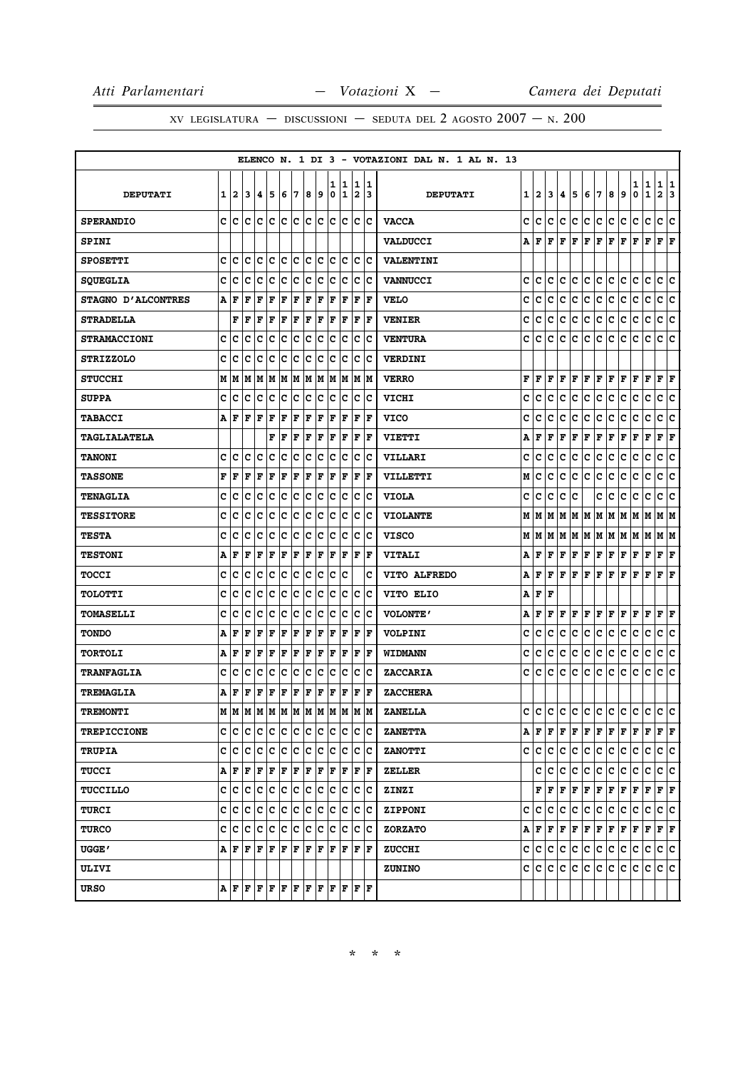ELENCO N. 1 DI 3 - VOTAZIONI DAL N. 1 AL N. 13

| DEPUTATI | 1 | 2 | 3 | 4 | 5 | 6 | 7 | 8 | 9 | 10 | 11 | 12 | 13 | DEPUTATI | 1 | 2 | 3 | 4 | 5 | 6 | 7 | 8 | 9 | 10 | 11 | 12 | 13 |
|---|---|---|---|---|---|---|---|---|---|---|---|---|---|---|---|---|---|---|---|---|---|---|---|---|---|---|---|
| SPERANDIO | C | C | C | C | C | C | C | C | C | C | C | C | C | VACCA | C | C | C | C | C | C | C | C | C | C | C | C | C |
| SPINI | | | | | | | | | | | | | | VALDUCCI | A | F | F | F | F | F | F | F | F | F | F | F | F |
| SPOSETTI | C | C | C | C | C | C | C | C | C | C | C | C | C | VALENTINI | | | | | | | | | | | | | |
| SQUEGLIA | C | C | C | C | C | C | C | C | C | C | C | C | C | VANNUCCI | C | C | C | C | C | C | C | C | C | C | C | C | C |
| STAGNO D'ALCONTRES | A | F | F | F | F | F | F | F | F | F | F | F | F | VELO | C | C | C | C | C | C | C | C | C | C | C | C | C |
| STRADELLA | | F | F | F | F | F | F | F | F | F | F | F | F | VENIER | C | C | C | C | C | C | C | C | C | C | C | C | C |
| STRAMACCIONI | C | C | C | C | C | C | C | C | C | C | C | C | C | VENTURA | C | C | C | C | C | C | C | C | C | C | C | C | C |
| STRIZZOLO | C | C | C | C | C | C | C | C | C | C | C | C | C | VERDINI | | | | | | | | | | | | | |
| STUCCHI | M | M | M | M | M | M | M | M | M | M | M | M | M | VERRO | F | F | F | F | F | F | F | F | F | F | F | F | F |
| SUPPA | C | C | C | C | C | C | C | C | C | C | C | C | C | VICHI | C | C | C | C | C | C | C | C | C | C | C | C | C |
| TABACCI | A | F | F | F | F | F | F | F | F | F | F | F | F | VICO | C | C | C | C | C | C | C | C | C | C | C | C | C |
| TAGLIALATELA | | | | | | F | F | F | F | F | F | F | F | VIETTI | A | F | F | F | F | F | F | F | F | F | F | F | F |
| TANONI | C | C | C | C | C | C | C | C | C | C | C | C | C | VILLARI | C | C | C | C | C | C | C | C | C | C | C | C | C |
| TASSONE | F | F | F | F | F | F | F | F | F | F | F | F | F | VILLETTI | M | C | C | C | C | C | C | C | C | C | C | C | C |
| TENAGLIA | C | C | C | C | C | C | C | C | C | C | C | C | C | VIOLA | C | C | C | C | | C | C | C | C | C | C | C | C |
| TESSITORE | C | C | C | C | C | C | C | C | C | C | C | C | C | VIOLANTE | M | M | M | M | M | M | M | M | M | M | M | M | M |
| TESTA | C | C | C | C | C | C | C | C | C | C | C | C | C | VISCO | M | M | M | M | M | M | M | M | M | M | M | M | M |
| TESTONI | A | F | F | F | F | F | F | F | F | F | F | F | F | VITALI | A | F | F | F | F | F | F | F | F | F | F | F | F |
| TOCCI | C | C | C | C | C | C | C | C | C | C | C | | C | VITO ALFREDO | A | F | F | F | F | F | F | F | F | F | F | F | F |
| TOLOTTI | C | C | C | C | C | C | C | C | C | C | C | C | C | VITO ELIO | A | F | F | | | | | | | | | | |
| TOMASELLI | C | C | C | C | C | C | C | C | C | C | C | C | C | VOLONTE' | A | F | F | F | F | F | F | F | F | F | F | F | F |
| TONDO | A | F | F | F | F | F | F | F | F | F | F | F | F | VOLPINI | C | C | C | C | C | C | C | C | C | C | C | C | C |
| TORTOLI | A | F | F | F | F | F | F | F | F | F | F | F | F | WIDMANN | C | C | C | C | C | C | C | C | C | C | C | C | C |
| TRANFAGLIA | C | C | C | C | C | C | C | C | C | C | C | C | C | ZACCARIA | C | C | C | C | C | C | C | C | C | C | C | C | C |
| TREMAGLIA | A | F | F | F | F | F | F | F | F | F | F | F | F | ZACCHERA | | | | | | | | | | | | | |
| TREMONTI | M | M | M | M | M | M | M | M | M | M | M | M | M | ZANELLA | C | C | C | C | C | C | C | C | C | C | C | C | C |
| TREPICCIONE | C | C | C | C | C | C | C | C | C | C | C | C | C | ZANETTA | A | F | F | F | F | F | F | F | F | F | F | F | F |
| TRUPIA | C | C | C | C | C | C | C | C | C | C | C | C | C | ZANOTTI | C | C | C | C | C | C | C | C | C | C | C | C | C |
| TUCCI | A | F | F | F | F | F | F | F | F | F | F | F | F | ZELLER | | C | C | C | C | C | C | C | C | C | C | C | C |
| TUCCILLO | C | C | C | C | C | C | C | C | C | C | C | C | C | ZINZI | | F | F | F | F | F | F | F | F | F | F | F | F |
| TURCI | C | C | C | C | C | C | C | C | C | C | C | C | C | ZIPPONI | C | C | C | C | C | C | C | C | C | C | C | C | C |
| TURCO | C | C | C | C | C | C | C | C | C | C | C | C | C | ZORZATO | A | F | F | F | F | F | F | F | F | F | F | F | F |
| UGGE' | A | F | F | F | F | F | F | F | F | F | F | F | F | ZUCCHI | C | C | C | C | C | C | C | C | C | C | C | C | C |
| ULIVI | | | | | | | | | | | | | | ZUNINO | C | C | C | C | C | C | C | C | C | C | C | C | C |
| URSO | A | F | F | F | F | F | F | F | F | F | F | F | F | | | | | | | | | | | | | | |

* * *